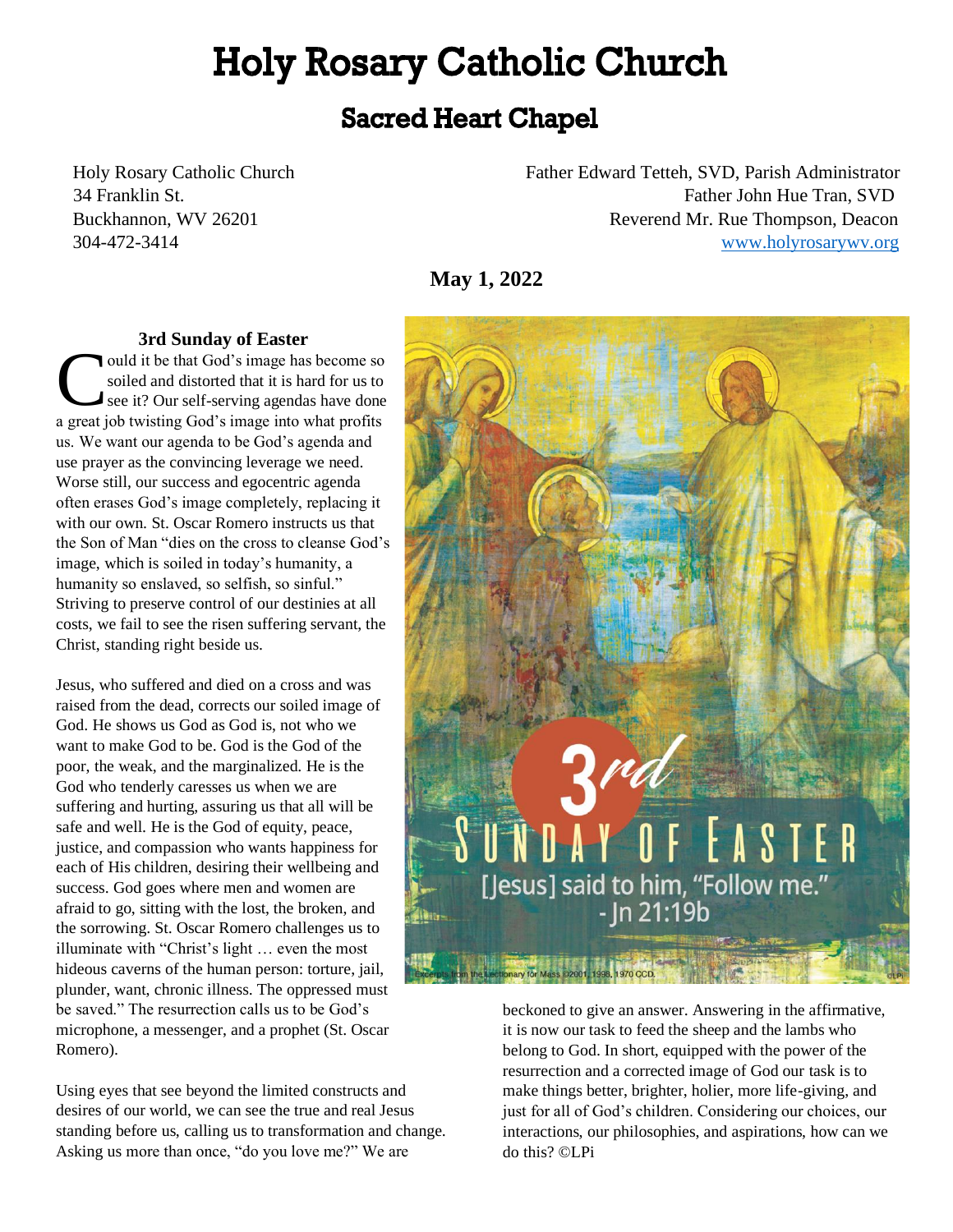# Holy Rosary Catholic Church

## Sacred Heart Chapel

Holy Rosary Catholic Church
34 Franklin St.
Buckhannon, WV 26201
304-472-3414

Father Edward Tetteh, SVD, Parish Administrator
Father John Hue Tran, SVD
Reverend Mr. Rue Thompson, Deacon
www.holyrosarywv.org

**May 1, 2022**

### 3rd Sunday of Easter

Could it be that God's image has become so soiled and distorted that it is hard for us to see it? Our self-serving agendas have done a great job twisting God's image into what profits us. We want our agenda to be God's agenda and use prayer as the convincing leverage we need. Worse still, our success and egocentric agenda often erases God's image completely, replacing it with our own. St. Oscar Romero instructs us that the Son of Man "dies on the cross to cleanse God's image, which is soiled in today's humanity, a humanity so enslaved, so selfish, so sinful." Striving to preserve control of our destinies at all costs, we fail to see the risen suffering servant, the Christ, standing right beside us.

Jesus, who suffered and died on a cross and was raised from the dead, corrects our soiled image of God. He shows us God as God is, not who we want to make God to be. God is the God of the poor, the weak, and the marginalized. He is the God who tenderly caresses us when we are suffering and hurting, assuring us that all will be safe and well. He is the God of equity, peace, justice, and compassion who wants happiness for each of His children, desiring their wellbeing and success. God goes where men and women are afraid to go, sitting with the lost, the broken, and the sorrowing. St. Oscar Romero challenges us to illuminate with "Christ's light … even the most hideous caverns of the human person: torture, jail, plunder, want, chronic illness. The oppressed must be saved." The resurrection calls us to be God's microphone, a messenger, and a prophet (St. Oscar Romero).

Using eyes that see beyond the limited constructs and desires of our world, we can see the true and real Jesus standing before us, calling us to transformation and change. Asking us more than once, "do you love me?" We are beckoned to give an answer. Answering in the affirmative, it is now our task to feed the sheep and the lambs who belong to God. In short, equipped with the power of the resurrection and a corrected image of God our task is to make things better, brighter, holier, more life-giving, and just for all of God's children. Considering our choices, our interactions, our philosophies, and aspirations, how can we do this? ©LPi

3rd Sunday of Easter
[Jesus] said to him, "Follow me." - Jn 21:19b

Excerpts from the Lectionary for Mass ©2001, 1998, 1970 CCD.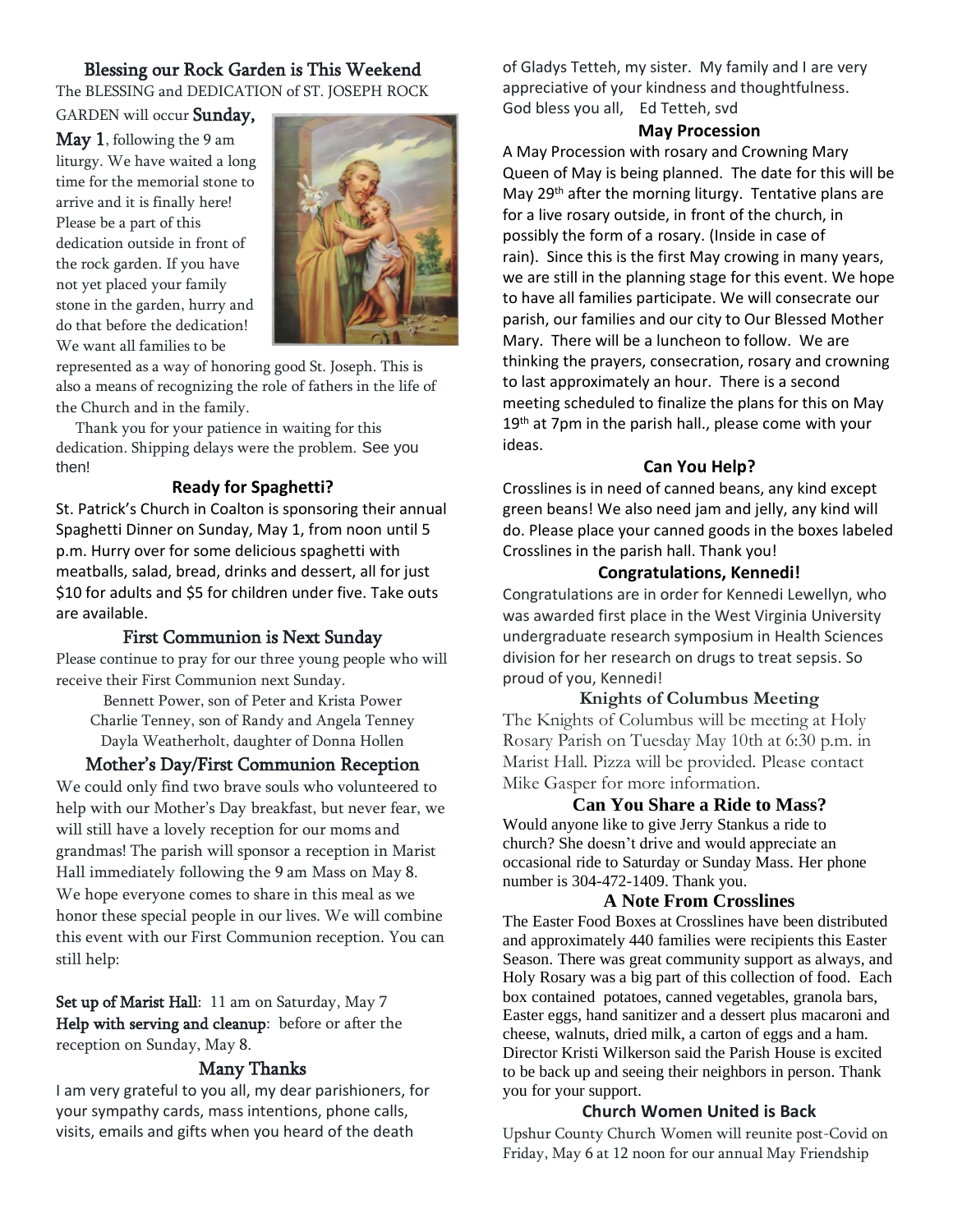## Blessing our Rock Garden is This Weekend

The BLESSING and DEDICATION of ST. JOSEPH ROCK GARDEN will occur **Sunday, May 1**, following the 9 am liturgy. We have waited a long time for the memorial stone to arrive and it is finally here! Please be a part of this dedication outside in front of the rock garden. If you have not yet placed your family stone in the garden, hurry and do that before the dedication! We want all families to be represented as a way of honoring good St. Joseph. This is also a means of recognizing the role of fathers in the life of the Church and in the family.

Thank you for your patience in waiting for this dedication. Shipping delays were the problem. See you then!

## Ready for Spaghetti?

St. Patrick's Church in Coalton is sponsoring their annual Spaghetti Dinner on Sunday, May 1, from noon until 5 p.m. Hurry over for some delicious spaghetti with meatballs, salad, bread, drinks and dessert, all for just $10 for adults and $5 for children under five. Take outs are available.

## First Communion is Next Sunday

Please continue to pray for our three young people who will receive their First Communion next Sunday.

Bennett Power, son of Peter and Krista Power
Charlie Tenney, son of Randy and Angela Tenney
Dayla Weatherholt, daughter of Donna Hollen

## Mother's Day/First Communion Reception

We could only find two brave souls who volunteered to help with our Mother's Day breakfast, but never fear, we will still have a lovely reception for our moms and grandmas! The parish will sponsor a reception in Marist Hall immediately following the 9 am Mass on May 8. We hope everyone comes to share in this meal as we honor these special people in our lives. We will combine this event with our First Communion reception. You can still help:

**Set up of Marist Hall**: 11 am on Saturday, May 7
**Help with serving and cleanup**: before or after the reception on Sunday, May 8.

## Many Thanks

I am very grateful to you all, my dear parishioners, for your sympathy cards, mass intentions, phone calls, visits, emails and gifts when you heard of the death of Gladys Tetteh, my sister. My family and I are very appreciative of your kindness and thoughtfulness.
God bless you all, Ed Tetteh, svd

## May Procession

A May Procession with rosary and Crowning Mary Queen of May is being planned. The date for this will be May 29th after the morning liturgy. Tentative plans are for a live rosary outside, in front of the church, in possibly the form of a rosary. (Inside in case of rain). Since this is the first May crowing in many years, we are still in the planning stage for this event. We hope to have all families participate. We will consecrate our parish, our families and our city to Our Blessed Mother Mary. There will be a luncheon to follow. We are thinking the prayers, consecration, rosary and crowning to last approximately an hour. There is a second meeting scheduled to finalize the plans for this on May 19th at 7pm in the parish hall., please come with your ideas.

## Can You Help?

Crosslines is in need of canned beans, any kind except green beans! We also need jam and jelly, any kind will do. Please place your canned goods in the boxes labeled Crosslines in the parish hall. Thank you!

## Congratulations, Kennedi!

Congratulations are in order for Kennedi Lewellyn, who was awarded first place in the West Virginia University undergraduate research symposium in Health Sciences division for her research on drugs to treat sepsis. So proud of you, Kennedi!

## Knights of Columbus Meeting

The Knights of Columbus will be meeting at Holy Rosary Parish on Tuesday May 10th at 6:30 p.m. in Marist Hall. Pizza will be provided. Please contact Mike Gasper for more information.

## Can You Share a Ride to Mass?

Would anyone like to give Jerry Stankus a ride to church? She doesn't drive and would appreciate an occasional ride to Saturday or Sunday Mass. Her phone number is 304-472-1409. Thank you.

## A Note From Crosslines

The Easter Food Boxes at Crosslines have been distributed and approximately 440 families were recipients this Easter Season. There was great community support as always, and Holy Rosary was a big part of this collection of food. Each box contained potatoes, canned vegetables, granola bars, Easter eggs, hand sanitizer and a dessert plus macaroni and cheese, walnuts, dried milk, a carton of eggs and a ham. Director Kristi Wilkerson said the Parish House is excited to be back up and seeing their neighbors in person. Thank you for your support.

## Church Women United is Back

Upshur County Church Women will reunite post-Covid on Friday, May 6 at 12 noon for our annual May Friendship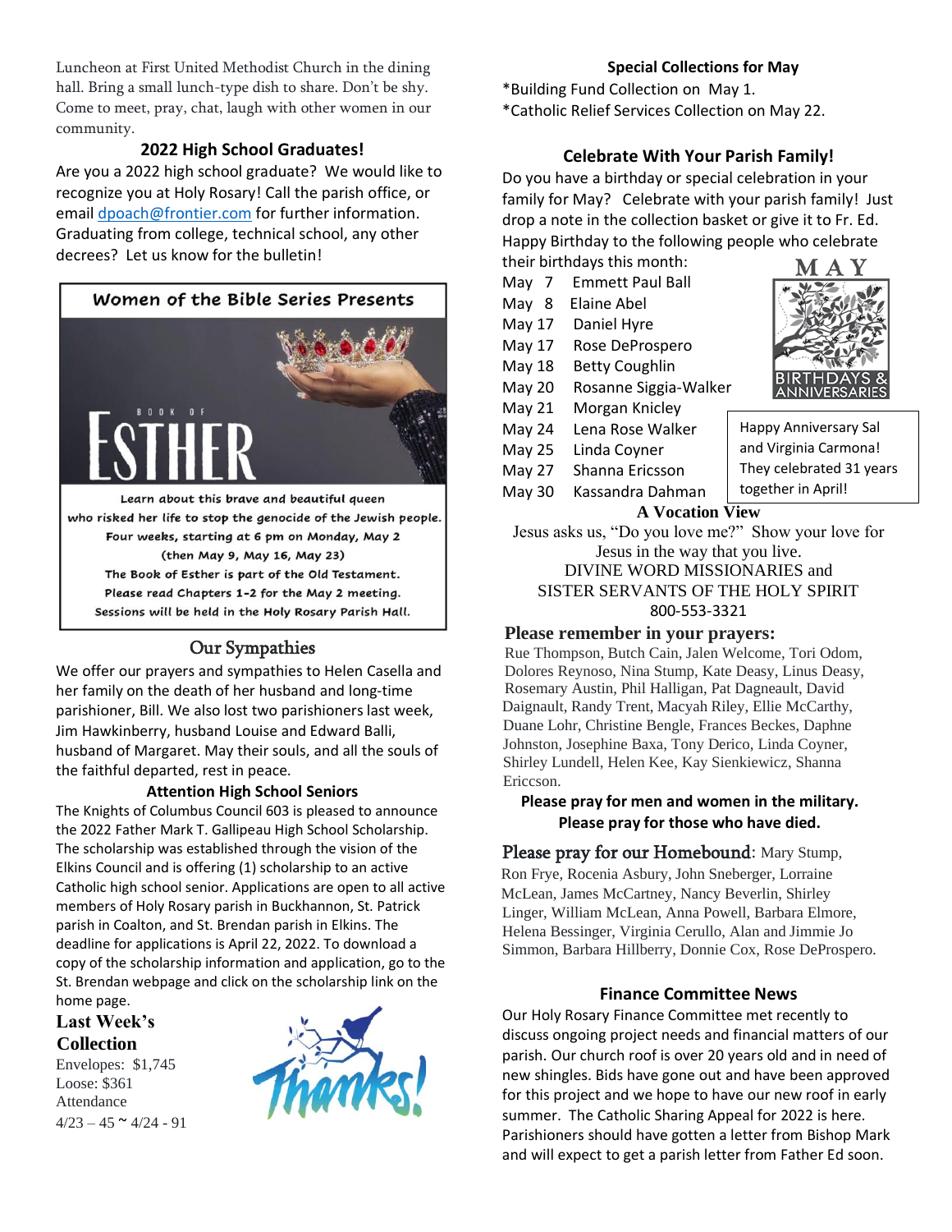Luncheon at First United Methodist Church in the dining hall. Bring a small lunch-type dish to share. Don't be shy. Come to meet, pray, chat, laugh with other women in our community.

### 2022 High School Graduates!

Are you a 2022 high school graduate? We would like to recognize you at Holy Rosary! Call the parish office, or email dpoach@frontier.com for further information. Graduating from college, technical school, any other decrees? Let us know for the bulletin!

**Women of the Bible Series Presents**

BOOK OF ESTHER

Learn about this brave and beautiful queen who risked her life to stop the genocide of the Jewish people.
Four weeks, starting at 6 pm on Monday, May 2
(then May 9, May 16, May 23)
The Book of Esther is part of the Old Testament.
Please read Chapters 1-2 for the May 2 meeting.
Sessions will be held in the Holy Rosary Parish Hall.

### Our Sympathies

We offer our prayers and sympathies to Helen Casella and her family on the death of her husband and long-time parishioner, Bill. We also lost two parishioners last week, Jim Hawkinberry, husband Louise and Edward Balli, husband of Margaret. May their souls, and all the souls of the faithful departed, rest in peace.

### Attention High School Seniors

The Knights of Columbus Council 603 is pleased to announce the 2022 Father Mark T. Gallipeau High School Scholarship. The scholarship was established through the vision of the Elkins Council and is offering (1) scholarship to an active Catholic high school senior. Applications are open to all active members of Holy Rosary parish in Buckhannon, St. Patrick parish in Coalton, and St. Brendan parish in Elkins. The deadline for applications is April 22, 2022. To download a copy of the scholarship information and application, go to the St. Brendan webpage and click on the scholarship link on the home page.

### Last Week's Collection

Envelopes: $1,745
Loose: $361
Attendance
4/23 – 45 ~ 4/24 - 91

Thanks!

### Special Collections for May

*Building Fund Collection on May 1.
*Catholic Relief Services Collection on May 22.

### Celebrate With Your Parish Family!

Do you have a birthday or special celebration in your family for May? Celebrate with your parish family! Just drop a note in the collection basket or give it to Fr. Ed. Happy Birthday to the following people who celebrate their birthdays this month:

May 7 Emmett Paul Ball
May 8 Elaine Abel
May 17 Daniel Hyre
May 17 Rose DeProspero
May 18 Betty Coughlin
May 20 Rosanne Siggia-Walker
May 21 Morgan Knicley
May 24 Lena Rose Walker
May 25 Linda Coyner
May 27 Shanna Ericsson
May 30 Kassandra Dahman

MAY BIRTHDAYS & ANNIVERSARIES

Happy Anniversary Sal and Virginia Carmona! They celebrated 31 years together in April!

### A Vocation View

Jesus asks us, "Do you love me?" Show your love for Jesus in the way that you live.
DIVINE WORD MISSIONARIES and
SISTER SERVANTS OF THE HOLY SPIRIT
800-553-3321

### Please remember in your prayers:

Rue Thompson, Butch Cain, Jalen Welcome, Tori Odom, Dolores Reynoso, Nina Stump, Kate Deasy, Linus Deasy, Rosemary Austin, Phil Halligan, Pat Dagneault, David Daignault, Randy Trent, Macyah Riley, Ellie McCarthy, Duane Lohr, Christine Bengle, Frances Beckes, Daphne Johnston, Josephine Baxa, Tony Derico, Linda Coyner, Shirley Lundell, Helen Kee, Kay Sienkiewicz, Shanna Ericcson.

**Please pray for men and women in the military.**
**Please pray for those who have died.**

**Please pray for our Homebound**: Mary Stump, Ron Frye, Rocenia Asbury, John Sneberger, Lorraine McLean, James McCartney, Nancy Beverlin, Shirley Linger, William McLean, Anna Powell, Barbara Elmore, Helena Bessinger, Virginia Cerullo, Alan and Jimmie Jo Simmon, Barbara Hillberry, Donnie Cox, Rose DeProspero.

### Finance Committee News

Our Holy Rosary Finance Committee met recently to discuss ongoing project needs and financial matters of our parish. Our church roof is over 20 years old and in need of new shingles. Bids have gone out and have been approved for this project and we hope to have our new roof in early summer. The Catholic Sharing Appeal for 2022 is here. Parishioners should have gotten a letter from Bishop Mark and will expect to get a parish letter from Father Ed soon.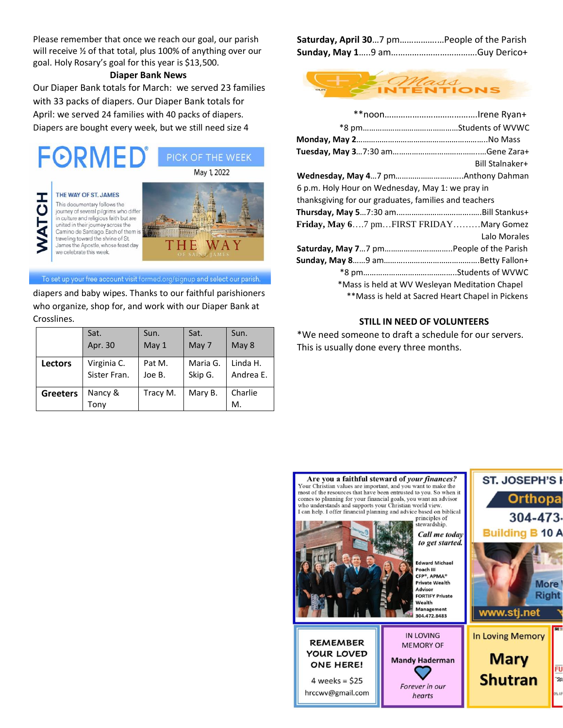Please remember that once we reach our goal, our parish will receive ½ of that total, plus 100% of anything over our goal. Holy Rosary's goal for this year is $13,500.

**Diaper Bank News**

Our Diaper Bank totals for March: we served 23 families with 33 packs of diapers. Our Diaper Bank totals for April: we served 24 families with 40 packs of diapers. Diapers are bought every week, but we still need size 4 diapers and baby wipes. Thanks to our faithful parishioners who organize, shop for, and work with our Diaper Bank at Crosslines.

FORMED® PICK OF THE WEEK

May 1, 2022

WATCH

THE WAY OF ST. JAMES

This documentary follows the journey of several pilgrims who differ in culture and religious faith but are united in their journey across the Camino de Santiago. Each of them is traveling toward the shrine of St. James the Apostle, whose feast day we celebrate this week.

To set up your free account visit formed.org/signup and select our parish.

| | Sat. Apr. 30 | Sun. May 1 | Sat. May 7 | Sun. May 8 |
|---|---|---|---|---|
| **Lectors** | Virginia C. Sister Fran. | Pat M. Joe B. | Maria G. Skip G. | Linda H. Andrea E. |
| **Greeters** | Nancy & Tony | Tracy M. | Mary B. | Charlie M. |

**Saturday, April 30**…7 pm……………….People of the Parish
**Sunday, May 1**…..9 am……………………………..Guy Derico+

## Mass INTENTIONS

**noon………………………………..Irene Ryan+
*8 pm……………………………………Students of WVWC
**Monday, May 2**…………………………………………………..No Mass
**Tuesday, May 3**…7:30 am………………………………….Gene Zara+
Bill Stalnaker+
**Wednesday, May 4**…7 pm………………………….Anthony Dahman
6 p.m. Holy Hour on Wednesday, May 1: we pray in thanksgiving for our graduates, families and teachers
**Thursday, May 5**…7:30 am………………………………..Bill Stankus+
**Friday, May 6**….7 pm…FIRST FRIDAY………Mary Gomez
Lalo Morales
**Saturday, May 7**…7 pm………………………….People of the Parish
**Sunday, May 8**……9 am……………………………………Betty Fallon+
*8 pm…………………………………….Students of WVWC

*Mass is held at WV Wesleyan Meditation Chapel
**Mass is held at Sacred Heart Chapel in Pickens

**STILL IN NEED OF VOLUNTEERS**

*We need someone to draft a schedule for our servers. This is usually done every three months.

**Are you a faithful steward of *your finances?***
Your Christian values are important, and you want to make the most of the resources that have been entrusted to you. So when it comes to planning for your financial goals, you want an advisor who understands and supports your Christian world view. I can help. I offer financial planning and advice based on biblical principles of stewardship.
*Call me today to get started.*
Edward Michael Poach III
CFP®, APMA®
Private Wealth Advisor
FORTIFY Private Wealth Management
304.472.8483

ST. JOSEPH'S H…
Orthopa…
304-473-…
Building B 10 A…
More … Right …
www.stj.net

REMEMBER YOUR LOVED ONE HERE!
4 weeks = $25
hrccwv@gmail.com

IN LOVING MEMORY OF
Mandy Haderman
*Forever in our hearts*

In Loving Memory
Mary Shutran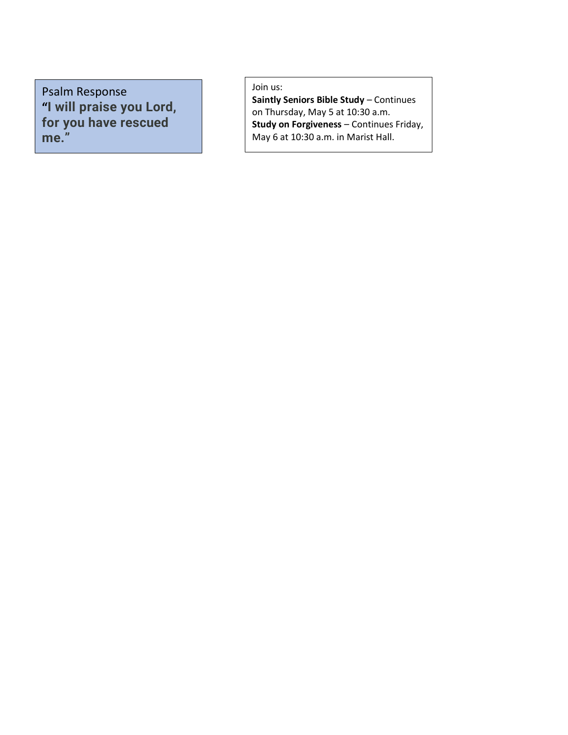Psalm Response
**"I will praise you Lord, for you have rescued me."**

Join us:
**Saintly Seniors Bible Study** – Continues on Thursday, May 5 at 10:30 a.m.
**Study on Forgiveness** – Continues Friday, May 6 at 10:30 a.m. in Marist Hall.